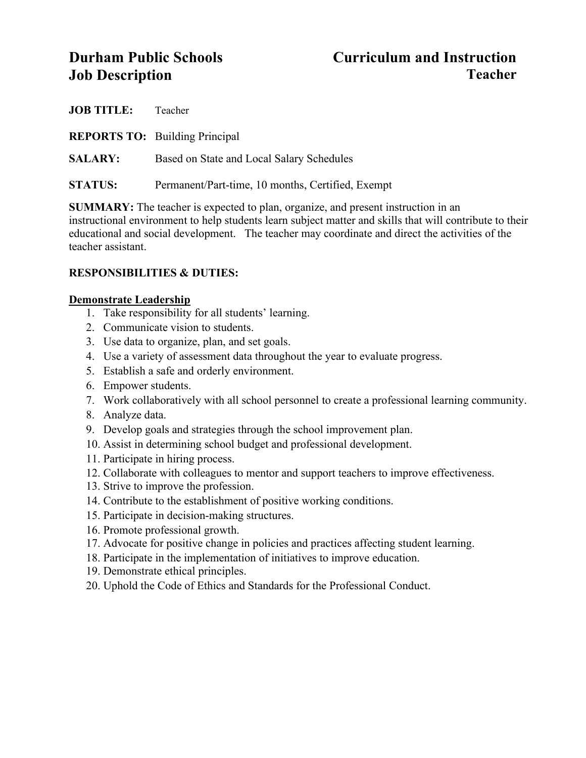# Durham Public Schools Job Description

## Curriculum and Instruction Teacher

**JOB TITLE:** Teacher

**REPORTS TO:** Building Principal

**SALARY:** Based on State and Local Salary Schedules

**STATUS:** Permanent/Part-time, 10 months, Certified, Exempt

**SUMMARY:** The teacher is expected to plan, organize, and present instruction in an instructional environment to help students learn subject matter and skills that will contribute to their educational and social development. The teacher may coordinate and direct the activities of the teacher assistant.

**RESPONSIBILITIES & DUTIES:**

**Demonstrate Leadership**

1. Take responsibility for all students' learning.
2. Communicate vision to students.
3. Use data to organize, plan, and set goals.
4. Use a variety of assessment data throughout the year to evaluate progress.
5. Establish a safe and orderly environment.
6. Empower students.
7. Work collaboratively with all school personnel to create a professional learning community.
8. Analyze data.
9. Develop goals and strategies through the school improvement plan.
10. Assist in determining school budget and professional development.
11. Participate in hiring process.
12. Collaborate with colleagues to mentor and support teachers to improve effectiveness.
13. Strive to improve the profession.
14. Contribute to the establishment of positive working conditions.
15. Participate in decision-making structures.
16. Promote professional growth.
17. Advocate for positive change in policies and practices affecting student learning.
18. Participate in the implementation of initiatives to improve education.
19. Demonstrate ethical principles.
20. Uphold the Code of Ethics and Standards for the Professional Conduct.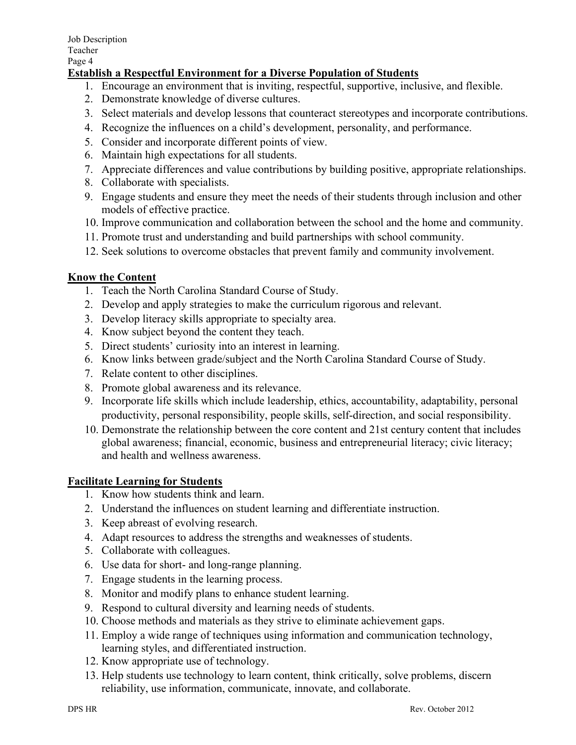## Establish a Respectful Environment for a Diverse Population of Students

1. Encourage an environment that is inviting, respectful, supportive, inclusive, and flexible.
2. Demonstrate knowledge of diverse cultures.
3. Select materials and develop lessons that counteract stereotypes and incorporate contributions.
4. Recognize the influences on a child's development, personality, and performance.
5. Consider and incorporate different points of view.
6. Maintain high expectations for all students.
7. Appreciate differences and value contributions by building positive, appropriate relationships.
8. Collaborate with specialists.
9. Engage students and ensure they meet the needs of their students through inclusion and other models of effective practice.
10. Improve communication and collaboration between the school and the home and community.
11. Promote trust and understanding and build partnerships with school community.
12. Seek solutions to overcome obstacles that prevent family and community involvement.

## Know the Content

1. Teach the North Carolina Standard Course of Study.
2. Develop and apply strategies to make the curriculum rigorous and relevant.
3. Develop literacy skills appropriate to specialty area.
4. Know subject beyond the content they teach.
5. Direct students' curiosity into an interest in learning.
6. Know links between grade/subject and the North Carolina Standard Course of Study.
7. Relate content to other disciplines.
8. Promote global awareness and its relevance.
9. Incorporate life skills which include leadership, ethics, accountability, adaptability, personal productivity, personal responsibility, people skills, self-direction, and social responsibility.
10. Demonstrate the relationship between the core content and 21st century content that includes global awareness; financial, economic, business and entrepreneurial literacy; civic literacy; and health and wellness awareness.

## Facilitate Learning for Students

1. Know how students think and learn.
2. Understand the influences on student learning and differentiate instruction.
3. Keep abreast of evolving research.
4. Adapt resources to address the strengths and weaknesses of students.
5. Collaborate with colleagues.
6. Use data for short- and long-range planning.
7. Engage students in the learning process.
8. Monitor and modify plans to enhance student learning.
9. Respond to cultural diversity and learning needs of students.
10. Choose methods and materials as they strive to eliminate achievement gaps.
11. Employ a wide range of techniques using information and communication technology, learning styles, and differentiated instruction.
12. Know appropriate use of technology.
13. Help students use technology to learn content, think critically, solve problems, discern reliability, use information, communicate, innovate, and collaborate.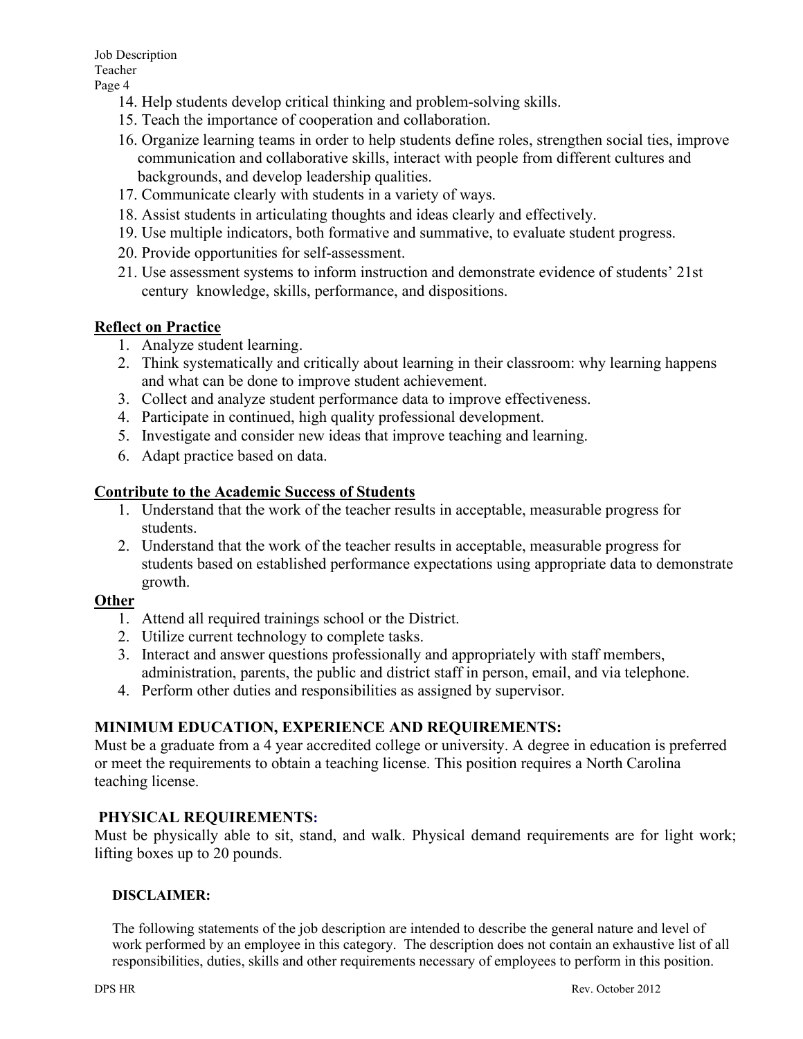14. Help students develop critical thinking and problem-solving skills.
15. Teach the importance of cooperation and collaboration.
16. Organize learning teams in order to help students define roles, strengthen social ties, improve communication and collaborative skills, interact with people from different cultures and backgrounds, and develop leadership qualities.
17. Communicate clearly with students in a variety of ways.
18. Assist students in articulating thoughts and ideas clearly and effectively.
19. Use multiple indicators, both formative and summative, to evaluate student progress.
20. Provide opportunities for self-assessment.
21. Use assessment systems to inform instruction and demonstrate evidence of students' 21st century knowledge, skills, performance, and dispositions.

**Reflect on Practice**

1. Analyze student learning.
2. Think systematically and critically about learning in their classroom: why learning happens and what can be done to improve student achievement.
3. Collect and analyze student performance data to improve effectiveness.
4. Participate in continued, high quality professional development.
5. Investigate and consider new ideas that improve teaching and learning.
6. Adapt practice based on data.

**Contribute to the Academic Success of Students**

1. Understand that the work of the teacher results in acceptable, measurable progress for students.
2. Understand that the work of the teacher results in acceptable, measurable progress for students based on established performance expectations using appropriate data to demonstrate growth.

**Other**

1. Attend all required trainings school or the District.
2. Utilize current technology to complete tasks.
3. Interact and answer questions professionally and appropriately with staff members, administration, parents, the public and district staff in person, email, and via telephone.
4. Perform other duties and responsibilities as assigned by supervisor.

## MINIMUM EDUCATION, EXPERIENCE AND REQUIREMENTS:

Must be a graduate from a 4 year accredited college or university. A degree in education is preferred or meet the requirements to obtain a teaching license. This position requires a North Carolina teaching license.

## PHYSICAL REQUIREMENTS:

Must be physically able to sit, stand, and walk. Physical demand requirements are for light work; lifting boxes up to 20 pounds.

### DISCLAIMER:

The following statements of the job description are intended to describe the general nature and level of work performed by an employee in this category. The description does not contain an exhaustive list of all responsibilities, duties, skills and other requirements necessary of employees to perform in this position.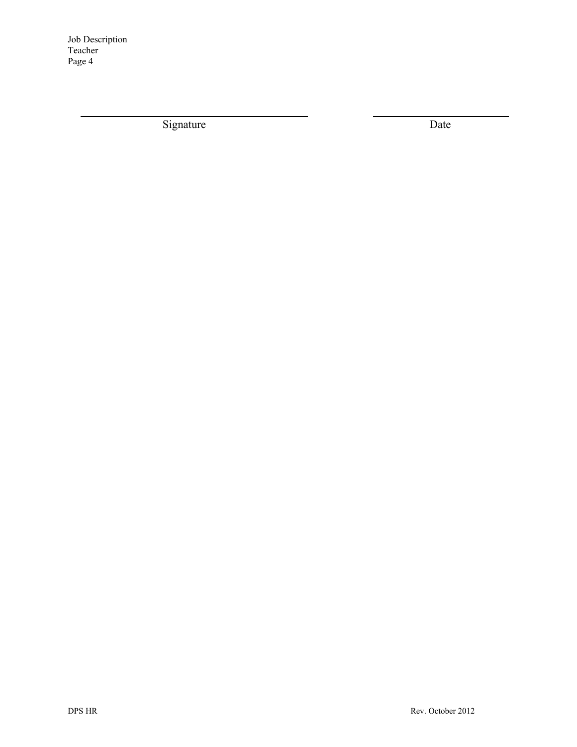| ______________________________ | ______________________ |
| --- | --- |
| Signature | Date |